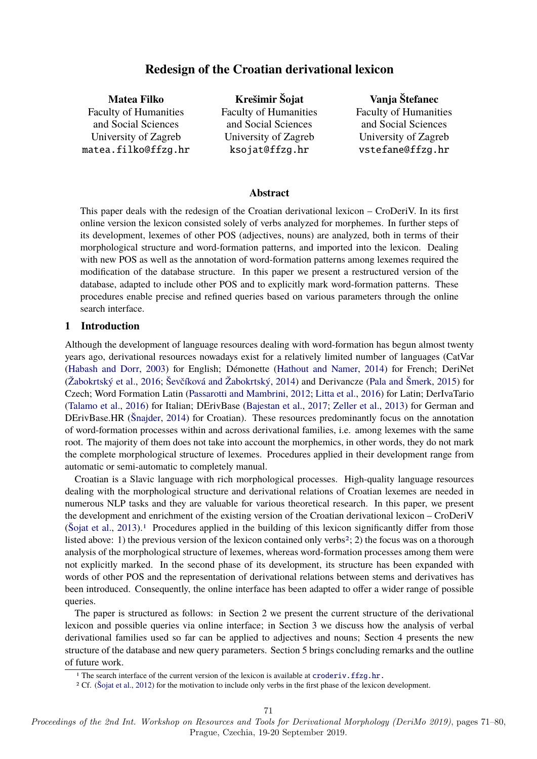# Redesign of the Croatian derivational lexicon

**Matea Filko**
Faculty of Humanities and Social Sciences
University of Zagreb
matea.filko@ffzg.hr

**Krešimir Šojat**
Faculty of Humanities and Social Sciences
University of Zagreb
ksojat@ffzg.hr

**Vanja Štefanec**
Faculty of Humanities and Social Sciences
University of Zagreb
vstefane@ffzg.hr

## Abstract

This paper deals with the redesign of the Croatian derivational lexicon – CroDeriV. In its first online version the lexicon consisted solely of verbs analyzed for morphemes. In further steps of its development, lexemes of other POS (adjectives, nouns) are analyzed, both in terms of their morphological structure and word-formation patterns, and imported into the lexicon. Dealing with new POS as well as the annotation of word-formation patterns among lexemes required the modification of the database structure. In this paper we present a restructured version of the database, adapted to include other POS and to explicitly mark word-formation patterns. These procedures enable precise and refined queries based on various parameters through the online search interface.

## 1 Introduction

Although the development of language resources dealing with word-formation has begun almost twenty years ago, derivational resources nowadays exist for a relatively limited number of languages (CatVar (Habash and Dorr, 2003) for English; Démonette (Hathout and Namer, 2014) for French; DeriNet (Žabokrtský et al., 2016; Ševčíková and Žabokrtský, 2014) and Derivancze (Pala and Šmerk, 2015) for Czech; Word Formation Latin (Passarotti and Mambrini, 2012; Litta et al., 2016) for Latin; DerIvaTario (Talamo et al., 2016) for Italian; DErivBase (Bajestan et al., 2017; Zeller et al., 2013) for German and DErivBase.HR (Šnajder, 2014) for Croatian). These resources predominantly focus on the annotation of word-formation processes within and across derivational families, i.e. among lexemes with the same root. The majority of them does not take into account the morphemics, in other words, they do not mark the complete morphological structure of lexemes. Procedures applied in their development range from automatic or semi-automatic to completely manual.

Croatian is a Slavic language with rich morphological processes. High-quality language resources dealing with the morphological structure and derivational relations of Croatian lexemes are needed in numerous NLP tasks and they are valuable for various theoretical research. In this paper, we present the development and enrichment of the existing version of the Croatian derivational lexicon – CroDeriV (Šojat et al., 2013).[1] Procedures applied in the building of this lexicon significantly differ from those listed above: 1) the previous version of the lexicon contained only verbs[2]; 2) the focus was on a thorough analysis of the morphological structure of lexemes, whereas word-formation processes among them were not explicitly marked. In the second phase of its development, its structure has been expanded with words of other POS and the representation of derivational relations between stems and derivatives has been introduced. Consequently, the online interface has been adapted to offer a wider range of possible queries.

The paper is structured as follows: in Section 2 we present the current structure of the derivational lexicon and possible queries via online interface; in Section 3 we discuss how the analysis of verbal derivational families used so far can be applied to adjectives and nouns; Section 4 presents the new structure of the database and new query parameters. Section 5 brings concluding remarks and the outline of future work.

[1] The search interface of the current version of the lexicon is available at croderiv.ffzg.hr.

[2] Cf. (Šojat et al., 2012) for the motivation to include only verbs in the first phase of the lexicon development.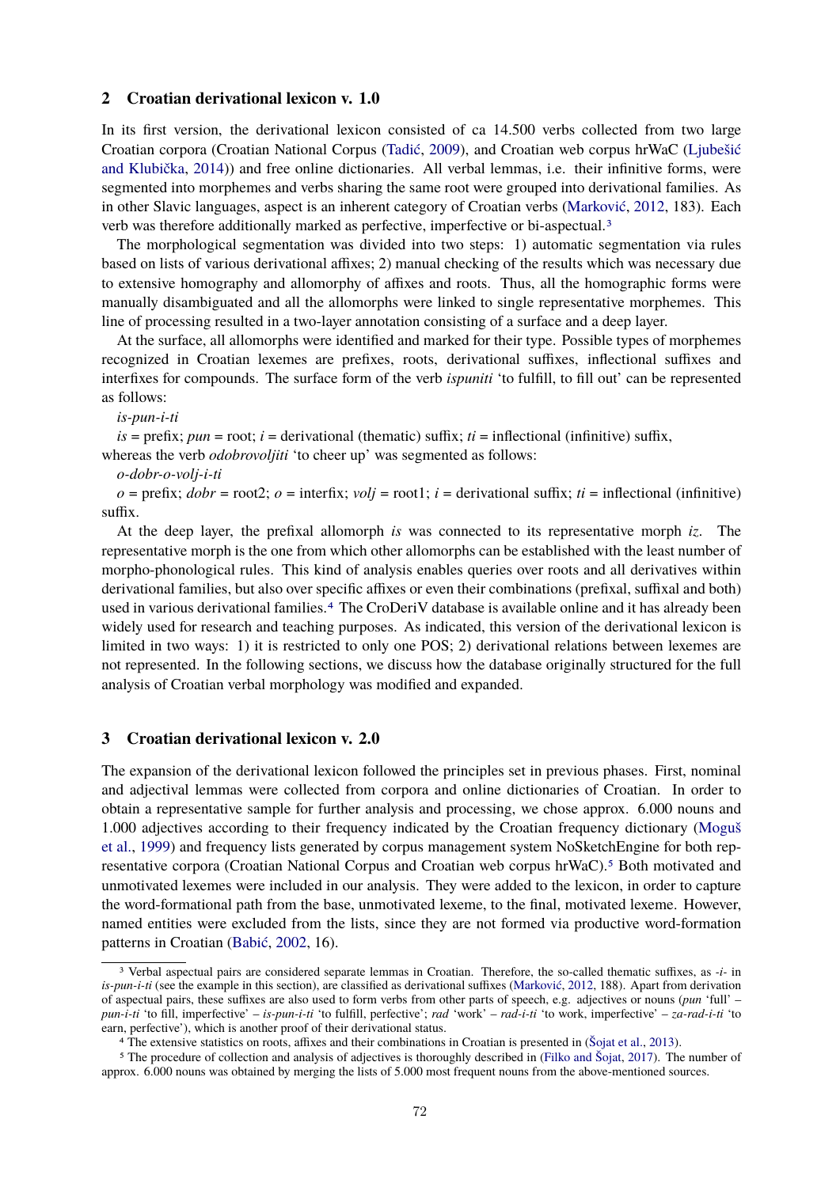## 2 Croatian derivational lexicon v. 1.0

In its first version, the derivational lexicon consisted of ca 14.500 verbs collected from two large Croatian corpora (Croatian National Corpus (Tadić, 2009), and Croatian web corpus hrWaC (Ljubešić and Klubička, 2014)) and free online dictionaries. All verbal lemmas, i.e. their infinitive forms, were segmented into morphemes and verbs sharing the same root were grouped into derivational families. As in other Slavic languages, aspect is an inherent category of Croatian verbs (Marković, 2012, 183). Each verb was therefore additionally marked as perfective, imperfective or bi-aspectual.[3]

The morphological segmentation was divided into two steps: 1) automatic segmentation via rules based on lists of various derivational affixes; 2) manual checking of the results which was necessary due to extensive homography and allomorphy of affixes and roots. Thus, all the homographic forms were manually disambiguated and all the allomorphs were linked to single representative morphemes. This line of processing resulted in a two-layer annotation consisting of a surface and a deep layer.

At the surface, all allomorphs were identified and marked for their type. Possible types of morphemes recognized in Croatian lexemes are prefixes, roots, derivational suffixes, inflectional suffixes and interfixes for compounds. The surface form of the verb *ispuniti* 'to fulfill, to fill out' can be represented as follows:

*is-pun-i-ti*

*is* = prefix; *pun* = root; *i* = derivational (thematic) suffix; *ti* = inflectional (infinitive) suffix,

whereas the verb *odobrovoljiti* 'to cheer up' was segmented as follows:

*o-dobr-o-volj-i-ti*

*o* = prefix; *dobr* = root2; *o* = interfix; *volj* = root1; *i* = derivational suffix; *ti* = inflectional (infinitive) suffix.

At the deep layer, the prefixal allomorph *is* was connected to its representative morph *iz*. The representative morph is the one from which other allomorphs can be established with the least number of morpho-phonological rules. This kind of analysis enables queries over roots and all derivatives within derivational families, but also over specific affixes or even their combinations (prefixal, suffixal and both) used in various derivational families.[4] The CroDeriV database is available online and it has already been widely used for research and teaching purposes. As indicated, this version of the derivational lexicon is limited in two ways: 1) it is restricted to only one POS; 2) derivational relations between lexemes are not represented. In the following sections, we discuss how the database originally structured for the full analysis of Croatian verbal morphology was modified and expanded.

## 3 Croatian derivational lexicon v. 2.0

The expansion of the derivational lexicon followed the principles set in previous phases. First, nominal and adjectival lemmas were collected from corpora and online dictionaries of Croatian. In order to obtain a representative sample for further analysis and processing, we chose approx. 6.000 nouns and 1.000 adjectives according to their frequency indicated by the Croatian frequency dictionary (Moguš et al., 1999) and frequency lists generated by corpus management system NoSketchEngine for both representative corpora (Croatian National Corpus and Croatian web corpus hrWaC).[5] Both motivated and unmotivated lexemes were included in our analysis. They were added to the lexicon, in order to capture the word-formational path from the base, unmotivated lexeme, to the final, motivated lexeme. However, named entities were excluded from the lists, since they are not formed via productive word-formation patterns in Croatian (Babić, 2002, 16).

---

[3] Verbal aspectual pairs are considered separate lemmas in Croatian. Therefore, the so-called thematic suffixes, as *-i-* in *is-pun-i-ti* (see the example in this section), are classified as derivational suffixes (Marković, 2012, 188). Apart from derivation of aspectual pairs, these suffixes are also used to form verbs from other parts of speech, e.g. adjectives or nouns (*pun* 'full' – *pun-i-ti* 'to fill, imperfective' – *is-pun-i-ti* 'to fulfill, perfective'; *rad* 'work' – *rad-i-ti* 'to work, imperfective' – *za-rad-i-ti* 'to earn, perfective'), which is another proof of their derivational status.

[4] The extensive statistics on roots, affixes and their combinations in Croatian is presented in (Šojat et al., 2013).

[5] The procedure of collection and analysis of adjectives is thoroughly described in (Filko and Šojat, 2017). The number of approx. 6.000 nouns was obtained by merging the lists of 5.000 most frequent nouns from the above-mentioned sources.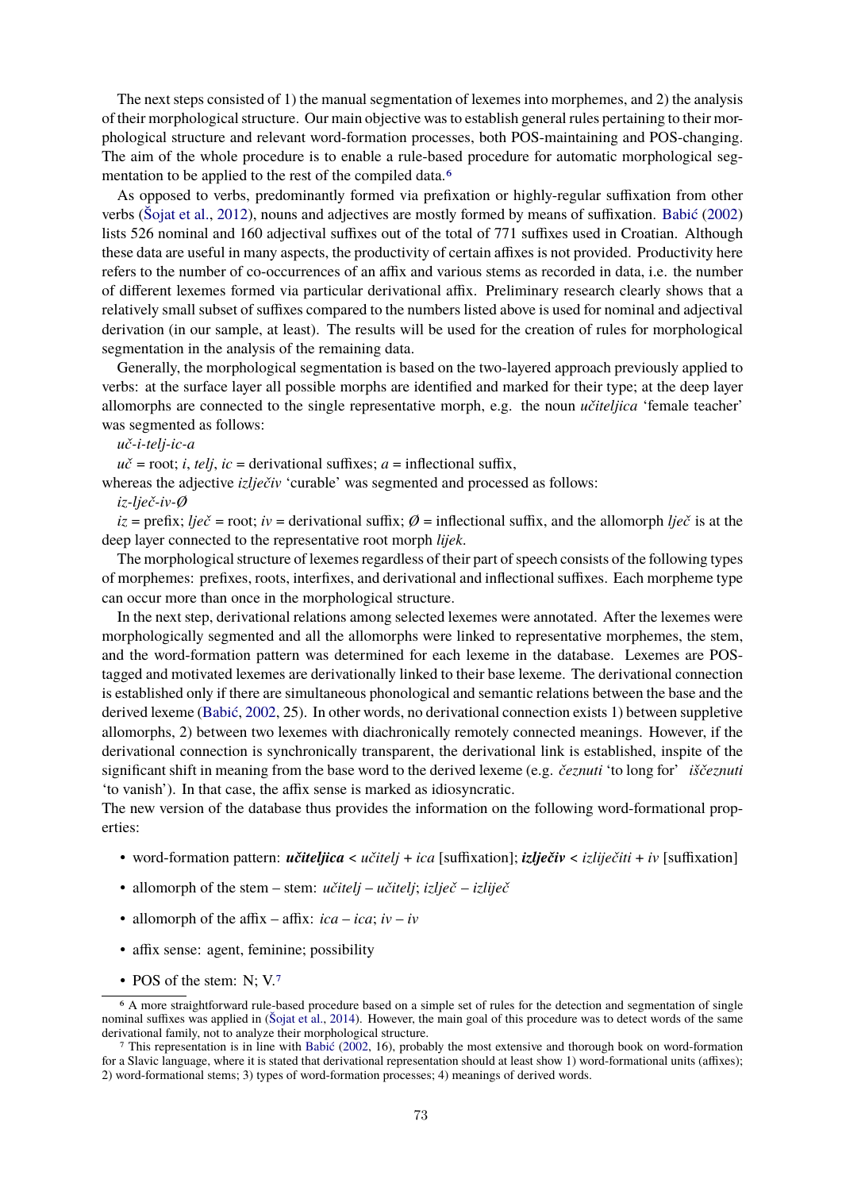The next steps consisted of 1) the manual segmentation of lexemes into morphemes, and 2) the analysis of their morphological structure. Our main objective was to establish general rules pertaining to their morphological structure and relevant word-formation processes, both POS-maintaining and POS-changing. The aim of the whole procedure is to enable a rule-based procedure for automatic morphological segmentation to be applied to the rest of the compiled data.[6]

As opposed to verbs, predominantly formed via prefixation or highly-regular suffixation from other verbs (Šojat et al., 2012), nouns and adjectives are mostly formed by means of suffixation. Babić (2002) lists 526 nominal and 160 adjectival suffixes out of the total of 771 suffixes used in Croatian. Although these data are useful in many aspects, the productivity of certain affixes is not provided. Productivity here refers to the number of co-occurrences of an affix and various stems as recorded in data, i.e. the number of different lexemes formed via particular derivational affix. Preliminary research clearly shows that a relatively small subset of suffixes compared to the numbers listed above is used for nominal and adjectival derivation (in our sample, at least). The results will be used for the creation of rules for morphological segmentation in the analysis of the remaining data.

Generally, the morphological segmentation is based on the two-layered approach previously applied to verbs: at the surface layer all possible morphs are identified and marked for their type; at the deep layer allomorphs are connected to the single representative morph, e.g. the noun *učiteljica* 'female teacher' was segmented as follows:

*uč-i-telj-ic-a*

*uč* = root; *i*, *telj*, *ic* = derivational suffixes; *a* = inflectional suffix,

whereas the adjective *izlječiv* 'curable' was segmented and processed as follows:

*iz-lječ-iv-Ø*

*iz* = prefix; *lječ* = root; *iv* = derivational suffix; *Ø* = inflectional suffix, and the allomorph *lječ* is at the deep layer connected to the representative root morph *lijek*.

The morphological structure of lexemes regardless of their part of speech consists of the following types of morphemes: prefixes, roots, interfixes, and derivational and inflectional suffixes. Each morpheme type can occur more than once in the morphological structure.

In the next step, derivational relations among selected lexemes were annotated. After the lexemes were morphologically segmented and all the allomorphs were linked to representative morphemes, the stem, and the word-formation pattern was determined for each lexeme in the database. Lexemes are POS-tagged and motivated lexemes are derivationally linked to their base lexeme. The derivational connection is established only if there are simultaneous phonological and semantic relations between the base and the derived lexeme (Babić, 2002, 25). In other words, no derivational connection exists 1) between suppletive allomorphs, 2) between two lexemes with diachronically remotely connected meanings. However, if the derivational connection is synchronically transparent, the derivational link is established, inspite of the significant shift in meaning from the base word to the derived lexeme (e.g. *čeznuti* 'to long for' *iščeznuti* 'to vanish'). In that case, the affix sense is marked as idiosyncratic.

The new version of the database thus provides the information on the following word-formational properties:

- word-formation pattern: ***učiteljica*** < *učitelj* + *ica* [suffixation]; ***izlječiv*** < *izliječiti* + *iv* [suffixation]
- allomorph of the stem – stem: *učitelj* – *učitelj*; *izlječ* – *izliječ*
- allomorph of the affix – affix: *ica* – *ica*; *iv* – *iv*
- affix sense: agent, feminine; possibility
- POS of the stem: N; V.[7]

[6] A more straightforward rule-based procedure based on a simple set of rules for the detection and segmentation of single nominal suffixes was applied in (Šojat et al., 2014). However, the main goal of this procedure was to detect words of the same derivational family, not to analyze their morphological structure.

[7] This representation is in line with Babić (2002, 16), probably the most extensive and thorough book on word-formation for a Slavic language, where it is stated that derivational representation should at least show 1) word-formational units (affixes); 2) word-formational stems; 3) types of word-formation processes; 4) meanings of derived words.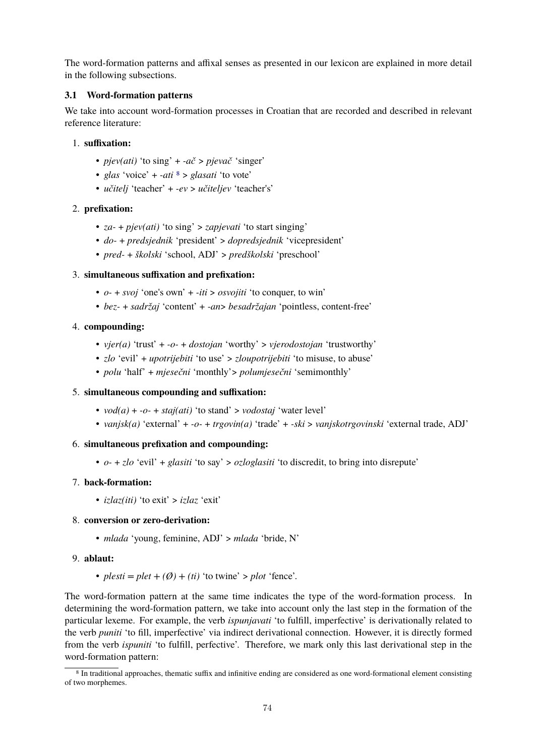The word-formation patterns and affixal senses as presented in our lexicon are explained in more detail in the following subsections.

### 3.1 Word-formation patterns

We take into account word-formation processes in Croatian that are recorded and described in relevant reference literature:

1. **suffixation:**
   - *pjev(ati)* 'to sing' + *-ač* > *pjevač* 'singer'
   - *glas* 'voice' + *-ati* [8] > *glasati* 'to vote'
   - *učitelj* 'teacher' + *-ev* > *učiteljev* 'teacher's'

2. **prefixation:**
   - *za-* + *pjev(ati)* 'to sing' > *zapjevati* 'to start singing'
   - *do-* + *predsjednik* 'president' > *dopredsjednik* 'vicepresident'
   - *pred-* + *školski* 'school, ADJ' > *predškolski* 'preschool'

3. **simultaneous suffixation and prefixation:**
   - *o-* + *svoj* 'one's own' + *-iti* > *osvojiti* 'to conquer, to win'
   - *bez-* + *sadržaj* 'content' + *-an*> *besadržajan* 'pointless, content-free'

4. **compounding:**
   - *vjer(a)* 'trust' + *-o-* + *dostojan* 'worthy' > *vjerodostojan* 'trustworthy'
   - *zlo* 'evil' + *upotrijebiti* 'to use' > *zloupotrijebiti* 'to misuse, to abuse'
   - *polu* 'half' + *mjesečni* 'monthly'> *polumjesečni* 'semimonthly'

5. **simultaneous compounding and suffixation:**
   - *vod(a)* + *-o-* + *staj(ati)* 'to stand' > *vodostaj* 'water level'
   - *vanjsk(a)* 'external' + *-o-* + *trgovin(a)* 'trade' + *-ski* > *vanjskotrgovinski* 'external trade, ADJ'

6. **simultaneous prefixation and compounding:**
   - *o-* + *zlo* 'evil' + *glasiti* 'to say' > *ozloglasiti* 'to discredit, to bring into disrepute'

7. **back-formation:**
   - *izlaz(iti)* 'to exit' > *izlaz* 'exit'

8. **conversion or zero-derivation:**
   - *mlada* 'young, feminine, ADJ' > *mlada* 'bride, N'

9. **ablaut:**
   - *plesti* = *plet* + *(Ø)* + *(ti)* 'to twine' > *plot* 'fence'.

The word-formation pattern at the same time indicates the type of the word-formation process. In determining the word-formation pattern, we take into account only the last step in the formation of the particular lexeme. For example, the verb *ispunjavati* 'to fulfill, imperfective' is derivationally related to the verb *puniti* 'to fill, imperfective' via indirect derivational connection. However, it is directly formed from the verb *ispuniti* 'to fulfill, perfective'. Therefore, we mark only this last derivational step in the word-formation pattern:

[8] In traditional approaches, thematic suffix and infinitive ending are considered as one word-formational element consisting of two morphemes.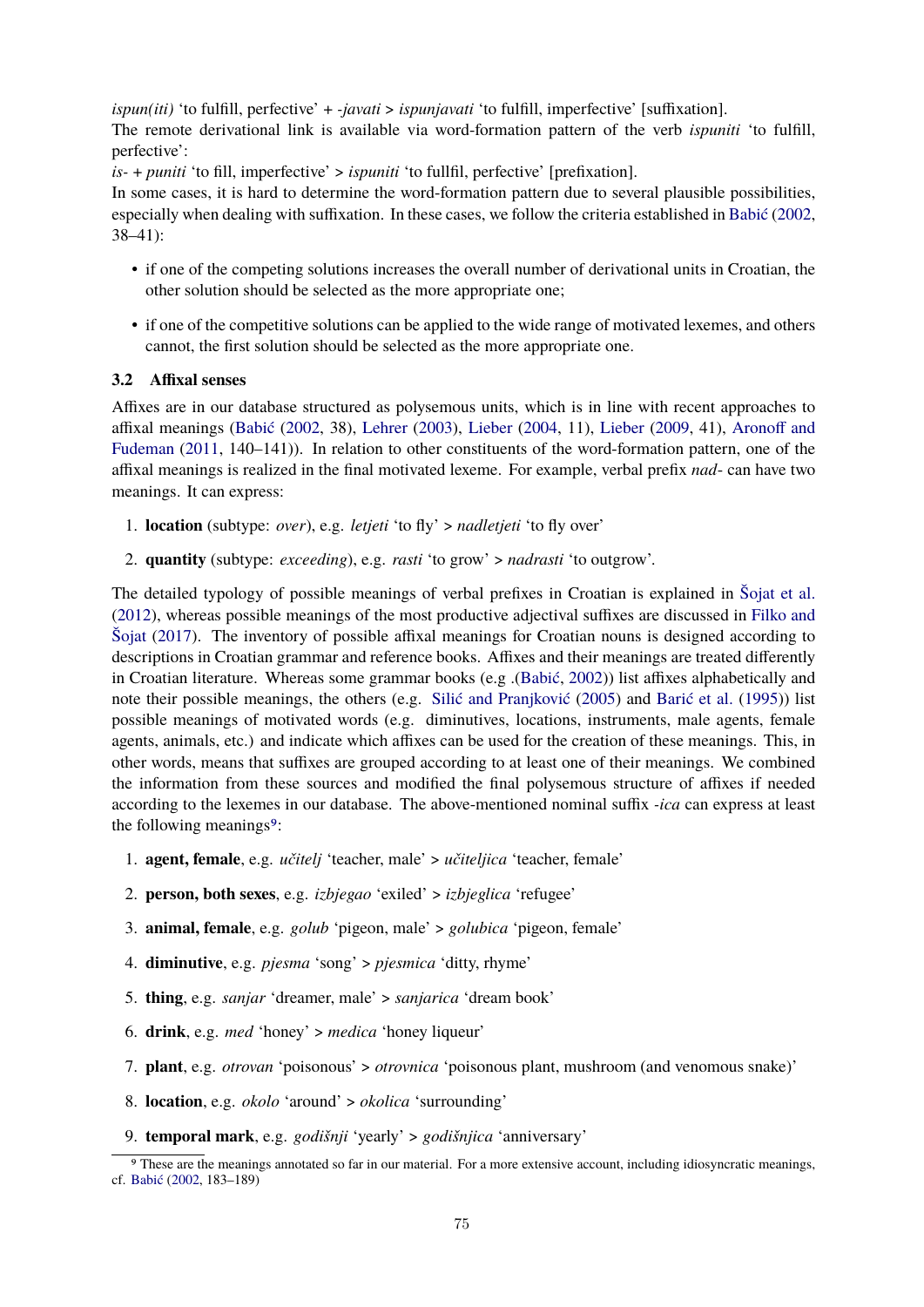*ispun(iti)* 'to fulfill, perfective' + *-javati* > *ispunjavati* 'to fulfill, imperfective' [suffixation].
The remote derivational link is available via word-formation pattern of the verb *ispuniti* 'to fulfill, perfective':
*is-* + *puniti* 'to fill, imperfective' > *ispuniti* 'to fullfil, perfective' [prefixation].
In some cases, it is hard to determine the word-formation pattern due to several plausible possibilities, especially when dealing with suffixation. In these cases, we follow the criteria established in Babić (2002, 38–41):

- if one of the competing solutions increases the overall number of derivational units in Croatian, the other solution should be selected as the more appropriate one;
- if one of the competitive solutions can be applied to the wide range of motivated lexemes, and others cannot, the first solution should be selected as the more appropriate one.

### 3.2 Affixal senses

Affixes are in our database structured as polysemous units, which is in line with recent approaches to affixal meanings (Babić (2002, 38), Lehrer (2003), Lieber (2004, 11), Lieber (2009, 41), Aronoff and Fudeman (2011, 140–141)). In relation to other constituents of the word-formation pattern, one of the affixal meanings is realized in the final motivated lexeme. For example, verbal prefix *nad-* can have two meanings. It can express:

1. **location** (subtype: *over*), e.g. *letjeti* 'to fly' > *nadletjeti* 'to fly over'
2. **quantity** (subtype: *exceeding*), e.g. *rasti* 'to grow' > *nadrasti* 'to outgrow'.

The detailed typology of possible meanings of verbal prefixes in Croatian is explained in Šojat et al. (2012), whereas possible meanings of the most productive adjectival suffixes are discussed in Filko and Šojat (2017). The inventory of possible affixal meanings for Croatian nouns is designed according to descriptions in Croatian grammar and reference books. Affixes and their meanings are treated differently in Croatian literature. Whereas some grammar books (e.g .(Babić, 2002)) list affixes alphabetically and note their possible meanings, the others (e.g. Silić and Pranjković (2005) and Barić et al. (1995)) list possible meanings of motivated words (e.g. diminutives, locations, instruments, male agents, female agents, animals, etc.) and indicate which affixes can be used for the creation of these meanings. This, in other words, means that suffixes are grouped according to at least one of their meanings. We combined the information from these sources and modified the final polysemous structure of affixes if needed according to the lexemes in our database. The above-mentioned nominal suffix *-ica* can express at least the following meanings[9]:

1. **agent, female**, e.g. *učitelj* 'teacher, male' > *učiteljica* 'teacher, female'
2. **person, both sexes**, e.g. *izbjegao* 'exiled' > *izbjeglica* 'refugee'
3. **animal, female**, e.g. *golub* 'pigeon, male' > *golubica* 'pigeon, female'
4. **diminutive**, e.g. *pjesma* 'song' > *pjesmica* 'ditty, rhyme'
5. **thing**, e.g. *sanjar* 'dreamer, male' > *sanjarica* 'dream book'
6. **drink**, e.g. *med* 'honey' > *medica* 'honey liqueur'
7. **plant**, e.g. *otrovan* 'poisonous' > *otrovnica* 'poisonous plant, mushroom (and venomous snake)'
8. **location**, e.g. *okolo* 'around' > *okolica* 'surrounding'
9. **temporal mark**, e.g. *godišnji* 'yearly' > *godišnjica* 'anniversary'

[9] These are the meanings annotated so far in our material. For a more extensive account, including idiosyncratic meanings, cf. Babić (2002, 183–189)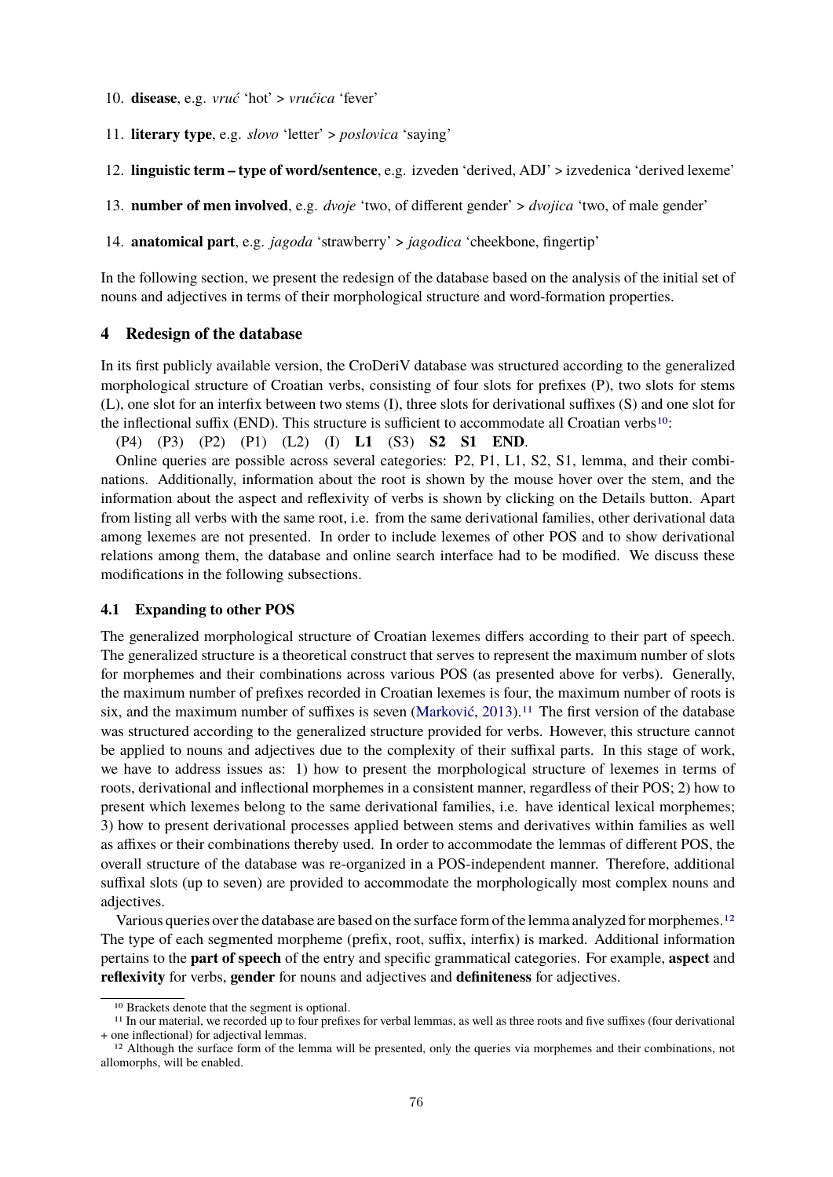10. **disease**, e.g. *vruć* 'hot' > *vrućica* 'fever'

11. **literary type**, e.g. *slovo* 'letter' > *poslovica* 'saying'

12. **linguistic term – type of word/sentence**, e.g. izveden 'derived, ADJ' > izvedenica 'derived lexeme'

13. **number of men involved**, e.g. *dvoje* 'two, of different gender' > *dvojica* 'two, of male gender'

14. **anatomical part**, e.g. *jagoda* 'strawberry' > *jagodica* 'cheekbone, fingertip'

In the following section, we present the redesign of the database based on the analysis of the initial set of nouns and adjectives in terms of their morphological structure and word-formation properties.

## 4 Redesign of the database

In its first publicly available version, the CroDeriV database was structured according to the generalized morphological structure of Croatian verbs, consisting of four slots for prefixes (P), two slots for stems (L), one slot for an interfix between two stems (I), three slots for derivational suffixes (S) and one slot for the inflectional suffix (END). This structure is sufficient to accommodate all Croatian verbs[10]:

(P4) (P3) (P2) (P1) (L2) (I) **L1** (S3) **S2** **S1** **END**.

Online queries are possible across several categories: P2, P1, L1, S2, S1, lemma, and their combinations. Additionally, information about the root is shown by the mouse hover over the stem, and the information about the aspect and reflexivity of verbs is shown by clicking on the Details button. Apart from listing all verbs with the same root, i.e. from the same derivational families, other derivational data among lexemes are not presented. In order to include lexemes of other POS and to show derivational relations among them, the database and online search interface had to be modified. We discuss these modifications in the following subsections.

### 4.1 Expanding to other POS

The generalized morphological structure of Croatian lexemes differs according to their part of speech. The generalized structure is a theoretical construct that serves to represent the maximum number of slots for morphemes and their combinations across various POS (as presented above for verbs). Generally, the maximum number of prefixes recorded in Croatian lexemes is four, the maximum number of roots is six, and the maximum number of suffixes is seven (Marković, 2013).[11] The first version of the database was structured according to the generalized structure provided for verbs. However, this structure cannot be applied to nouns and adjectives due to the complexity of their suffixal parts. In this stage of work, we have to address issues as: 1) how to present the morphological structure of lexemes in terms of roots, derivational and inflectional morphemes in a consistent manner, regardless of their POS; 2) how to present which lexemes belong to the same derivational families, i.e. have identical lexical morphemes; 3) how to present derivational processes applied between stems and derivatives within families as well as affixes or their combinations thereby used. In order to accommodate the lemmas of different POS, the overall structure of the database was re-organized in a POS-independent manner. Therefore, additional suffixal slots (up to seven) are provided to accommodate the morphologically most complex nouns and adjectives.

Various queries over the database are based on the surface form of the lemma analyzed for morphemes.[12] The type of each segmented morpheme (prefix, root, suffix, interfix) is marked. Additional information pertains to the **part of speech** of the entry and specific grammatical categories. For example, **aspect** and **reflexivity** for verbs, **gender** for nouns and adjectives and **definiteness** for adjectives.

[10] Brackets denote that the segment is optional.

[11] In our material, we recorded up to four prefixes for verbal lemmas, as well as three roots and five suffixes (four derivational + one inflectional) for adjectival lemmas.

[12] Although the surface form of the lemma will be presented, only the queries via morphemes and their combinations, not allomorphs, will be enabled.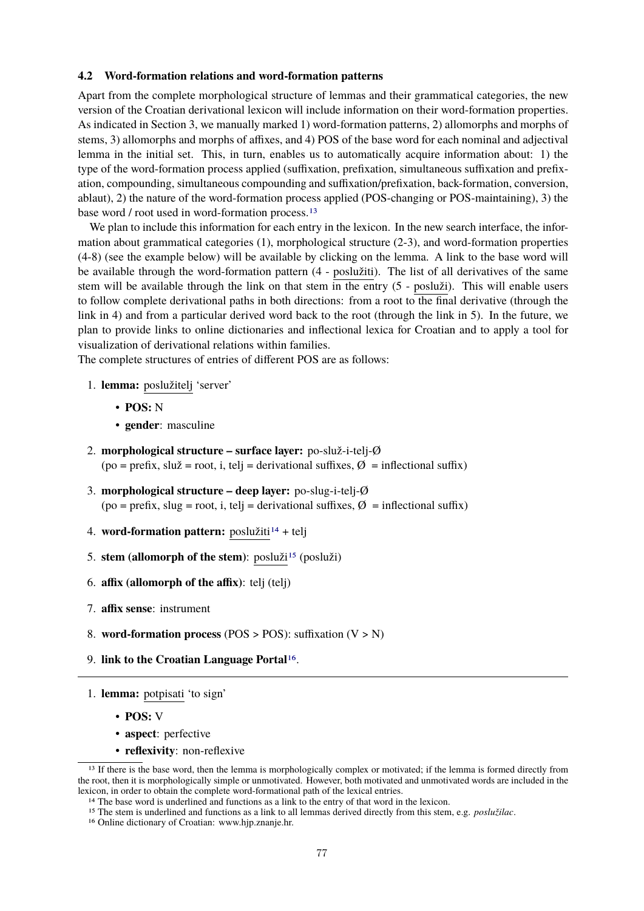### 4.2 Word-formation relations and word-formation patterns

Apart from the complete morphological structure of lemmas and their grammatical categories, the new version of the Croatian derivational lexicon will include information on their word-formation properties. As indicated in Section 3, we manually marked 1) word-formation patterns, 2) allomorphs and morphs of stems, 3) allomorphs and morphs of affixes, and 4) POS of the base word for each nominal and adjectival lemma in the initial set. This, in turn, enables us to automatically acquire information about: 1) the type of the word-formation process applied (suffixation, prefixation, simultaneous suffixation and prefixation, compounding, simultaneous compounding and suffixation/prefixation, back-formation, conversion, ablaut), 2) the nature of the word-formation process applied (POS-changing or POS-maintaining), 3) the base word / root used in word-formation process.[13]

We plan to include this information for each entry in the lexicon. In the new search interface, the information about grammatical categories (1), morphological structure (2-3), and word-formation properties (4-8) (see the example below) will be available by clicking on the lemma. A link to the base word will be available through the word-formation pattern (4 - poslužiti). The list of all derivatives of the same stem will be available through the link on that stem in the entry (5 - posluži). This will enable users to follow complete derivational paths in both directions: from a root to the final derivative (through the link in 4) and from a particular derived word back to the root (through the link in 5). In the future, we plan to provide links to online dictionaries and inflectional lexica for Croatian and to apply a tool for visualization of derivational relations within families.

The complete structures of entries of different POS are as follows:

1. **lemma:** poslužitelj 'server'
   - **POS:** N
   - **gender**: masculine
2. **morphological structure – surface layer:** po-služ-i-telj-Ø
   (po = prefix, služ = root, i, telj = derivational suffixes, Ø = inflectional suffix)
3. **morphological structure – deep layer:** po-slug-i-telj-Ø
   (po = prefix, slug = root, i, telj = derivational suffixes, Ø = inflectional suffix)
4. **word-formation pattern:** poslužiti[14] + telj
5. **stem (allomorph of the stem)**: posluži[15] (posluži)
6. **affix (allomorph of the affix)**: telj (telj)
7. **affix sense**: instrument
8. **word-formation process** (POS > POS): suffixation (V > N)
9. **link to the Croatian Language Portal**[16].

---

1. **lemma:** potpisati 'to sign'
   - **POS:** V
   - **aspect**: perfective
   - **reflexivity**: non-reflexive

[13] If there is the base word, then the lemma is morphologically complex or motivated; if the lemma is formed directly from the root, then it is morphologically simple or unmotivated. However, both motivated and unmotivated words are included in the lexicon, in order to obtain the complete word-formational path of the lexical entries.

[14] The base word is underlined and functions as a link to the entry of that word in the lexicon.

[15] The stem is underlined and functions as a link to all lemmas derived directly from this stem, e.g. *poslužilac*.

[16] Online dictionary of Croatian: www.hjp.znanje.hr.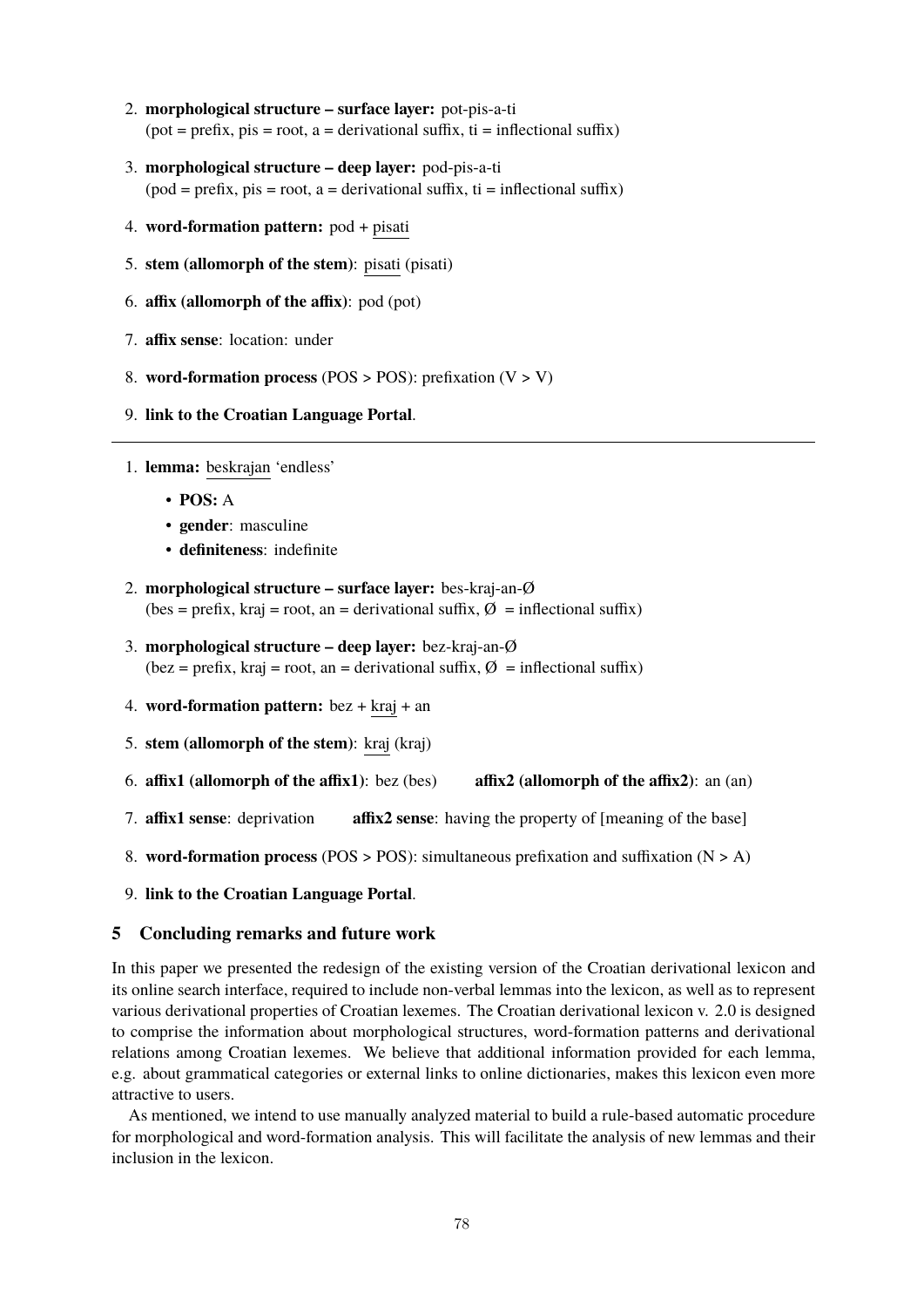2. **morphological structure – surface layer:** pot-pis-a-ti
   (pot = prefix, pis = root, a = derivational suffix, ti = inflectional suffix)

3. **morphological structure – deep layer:** pod-pis-a-ti
   (pod = prefix, pis = root, a = derivational suffix, ti = inflectional suffix)

4. **word-formation pattern:** pod + pisati

5. **stem (allomorph of the stem)**: pisati (pisati)

6. **affix (allomorph of the affix)**: pod (pot)

7. **affix sense**: location: under

8. **word-formation process** (POS > POS): prefixation (V > V)

9. **link to the Croatian Language Portal**.

---

1. **lemma:** beskrajan 'endless'
   - **POS:** A
   - **gender**: masculine
   - **definiteness**: indefinite

2. **morphological structure – surface layer:** bes-kraj-an-Ø
   (bes = prefix, kraj = root, an = derivational suffix, Ø = inflectional suffix)

3. **morphological structure – deep layer:** bez-kraj-an-Ø
   (bez = prefix, kraj = root, an = derivational suffix, Ø = inflectional suffix)

4. **word-formation pattern:** bez + kraj + an

5. **stem (allomorph of the stem)**: kraj (kraj)

6. **affix1 (allomorph of the affix1)**: bez (bes) **affix2 (allomorph of the affix2)**: an (an)

7. **affix1 sense**: deprivation **affix2 sense**: having the property of [meaning of the base]

8. **word-formation process** (POS > POS): simultaneous prefixation and suffixation (N > A)

9. **link to the Croatian Language Portal**.

## 5 Concluding remarks and future work

In this paper we presented the redesign of the existing version of the Croatian derivational lexicon and its online search interface, required to include non-verbal lemmas into the lexicon, as well as to represent various derivational properties of Croatian lexemes. The Croatian derivational lexicon v. 2.0 is designed to comprise the information about morphological structures, word-formation patterns and derivational relations among Croatian lexemes. We believe that additional information provided for each lemma, e.g. about grammatical categories or external links to online dictionaries, makes this lexicon even more attractive to users.

As mentioned, we intend to use manually analyzed material to build a rule-based automatic procedure for morphological and word-formation analysis. This will facilitate the analysis of new lemmas and their inclusion in the lexicon.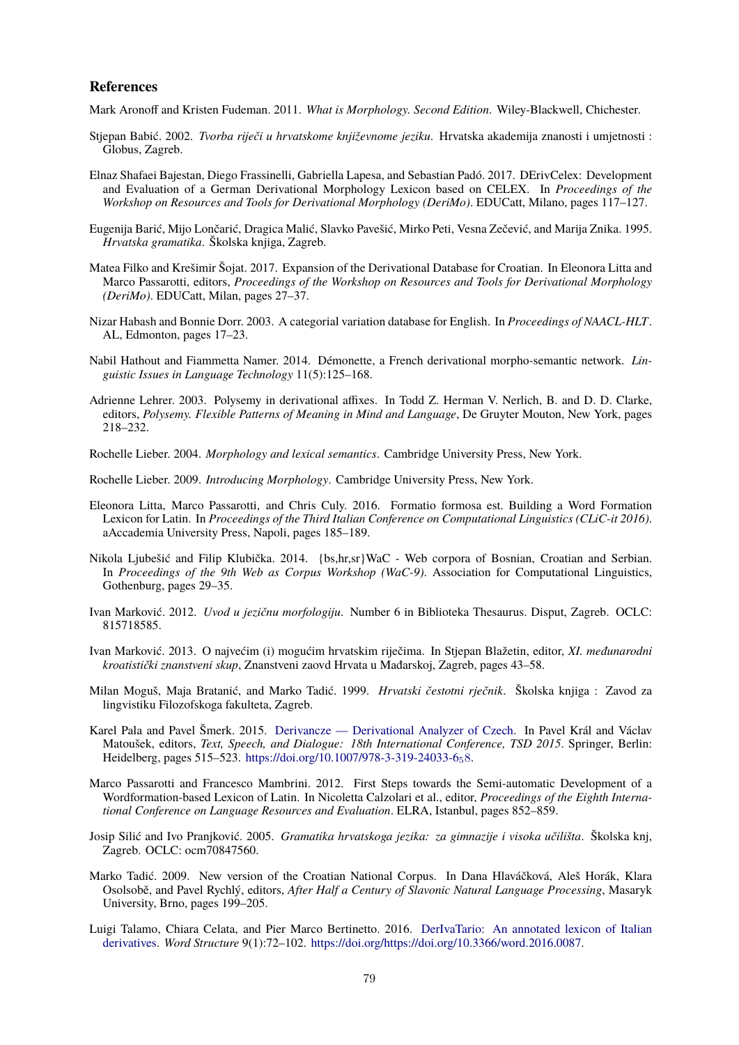## References

Mark Aronoff and Kristen Fudeman. 2011. *What is Morphology. Second Edition*. Wiley-Blackwell, Chichester.

Stjepan Babić. 2002. *Tvorba riječi u hrvatskome književnome jeziku*. Hrvatska akademija znanosti i umjetnosti : Globus, Zagreb.

Elnaz Shafaei Bajestan, Diego Frassinelli, Gabriella Lapesa, and Sebastian Padó. 2017. DErivCelex: Development and Evaluation of a German Derivational Morphology Lexicon based on CELEX. In *Proceedings of the Workshop on Resources and Tools for Derivational Morphology (DeriMo)*. EDUCatt, Milano, pages 117–127.

Eugenija Barić, Mijo Lončarić, Dragica Malić, Slavko Pavešić, Mirko Peti, Vesna Zečević, and Marija Znika. 1995. *Hrvatska gramatika*. Školska knjiga, Zagreb.

Matea Filko and Krešimir Šojat. 2017. Expansion of the Derivational Database for Croatian. In Eleonora Litta and Marco Passarotti, editors, *Proceedings of the Workshop on Resources and Tools for Derivational Morphology (DeriMo)*. EDUCatt, Milan, pages 27–37.

Nizar Habash and Bonnie Dorr. 2003. A categorial variation database for English. In *Proceedings of NAACL-HLT*. AL, Edmonton, pages 17–23.

Nabil Hathout and Fiammetta Namer. 2014. Démonette, a French derivational morpho-semantic network. *Linguistic Issues in Language Technology* 11(5):125–168.

Adrienne Lehrer. 2003. Polysemy in derivational affixes. In Todd Z. Herman V. Nerlich, B. and D. D. Clarke, editors, *Polysemy. Flexible Patterns of Meaning in Mind and Language*, De Gruyter Mouton, New York, pages 218–232.

Rochelle Lieber. 2004. *Morphology and lexical semantics*. Cambridge University Press, New York.

Rochelle Lieber. 2009. *Introducing Morphology*. Cambridge University Press, New York.

Eleonora Litta, Marco Passarotti, and Chris Culy. 2016. Formatio formosa est. Building a Word Formation Lexicon for Latin. In *Proceedings of the Third Italian Conference on Computational Linguistics (CLiC-it 2016)*. aAccademia University Press, Napoli, pages 185–189.

Nikola Ljubešić and Filip Klubička. 2014. {bs,hr,sr}WaC - Web corpora of Bosnian, Croatian and Serbian. In *Proceedings of the 9th Web as Corpus Workshop (WaC-9)*. Association for Computational Linguistics, Gothenburg, pages 29–35.

Ivan Marković. 2012. *Uvod u jezičnu morfologiju*. Number 6 in Biblioteka Thesaurus. Disput, Zagreb. OCLC: 815718585.

Ivan Marković. 2013. O najvećim (i) mogućim hrvatskim riječima. In Stjepan Blažetin, editor, *XI. međunarodni kroatistički znanstveni skup*, Znanstveni zaovd Hrvata u Mađarskoj, Zagreb, pages 43–58.

Milan Moguš, Maja Bratanić, and Marko Tadić. 1999. *Hrvatski čestotni rječnik*. Školska knjiga : Zavod za lingvistiku Filozofskoga fakulteta, Zagreb.

Karel Pala and Pavel Šmerk. 2015. Derivancze — Derivational Analyzer of Czech. In Pavel Král and Václav Matoušek, editors, *Text, Speech, and Dialogue: 18th International Conference, TSD 2015*. Springer, Berlin: Heidelberg, pages 515–523. https://doi.org/10.1007/978-3-319-24033-6$_58$.

Marco Passarotti and Francesco Mambrini. 2012. First Steps towards the Semi-automatic Development of a Wordformation-based Lexicon of Latin. In Nicoletta Calzolari et al., editor, *Proceedings of the Eighth International Conference on Language Resources and Evaluation*. ELRA, Istanbul, pages 852–859.

Josip Silić and Ivo Pranjković. 2005. *Gramatika hrvatskoga jezika: za gimnazije i visoka učilišta*. Školska knj, Zagreb. OCLC: ocm70847560.

Marko Tadić. 2009. New version of the Croatian National Corpus. In Dana Hlaváčková, Aleš Horák, Klara Osolsobě, and Pavel Rychlý, editors, *After Half a Century of Slavonic Natural Language Processing*, Masaryk University, Brno, pages 199–205.

Luigi Talamo, Chiara Celata, and Pier Marco Bertinetto. 2016. DerIvaTario: An annotated lexicon of Italian derivatives. *Word Structure* 9(1):72–102. https://doi.org/https://doi.org/10.3366/word.2016.0087.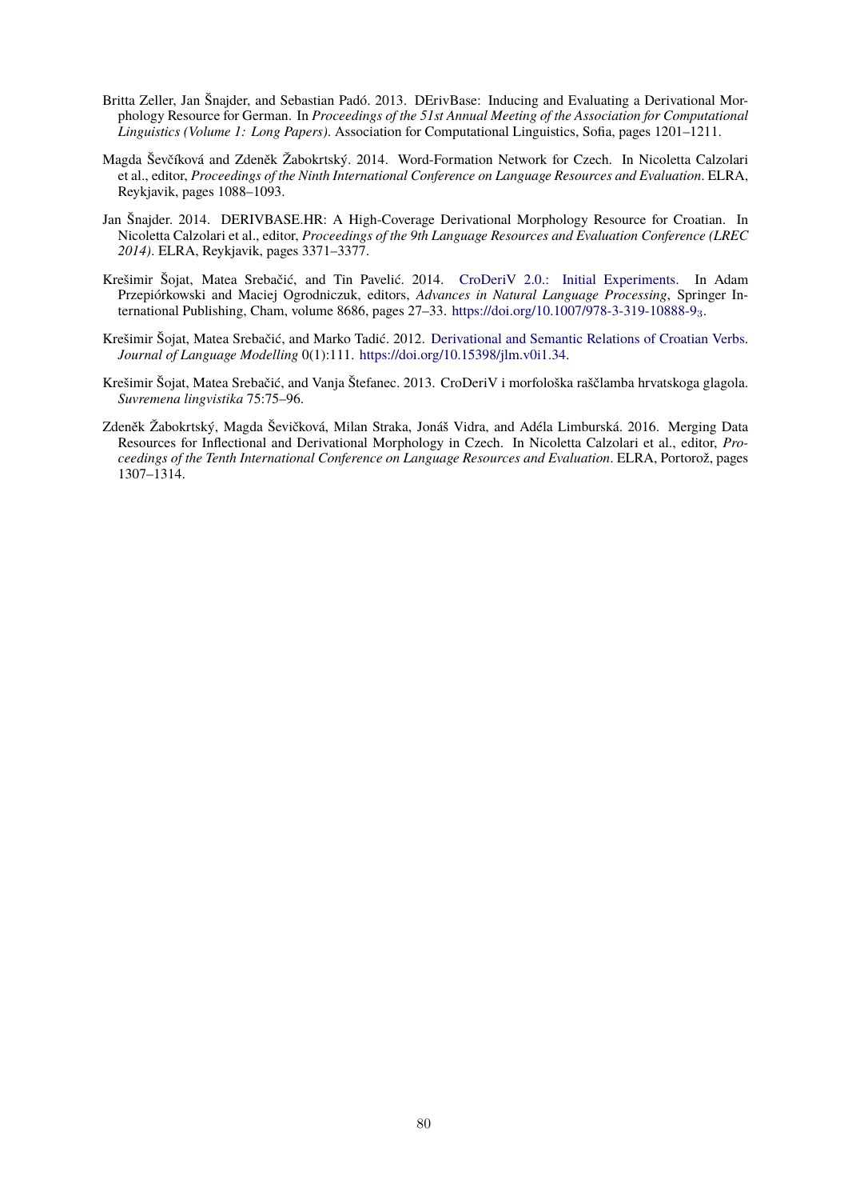Britta Zeller, Jan Šnajder, and Sebastian Padó. 2013. DErivBase: Inducing and Evaluating a Derivational Morphology Resource for German. In *Proceedings of the 51st Annual Meeting of the Association for Computational Linguistics (Volume 1: Long Papers)*. Association for Computational Linguistics, Sofia, pages 1201–1211.

Magda Ševčíková and Zdeněk Žabokrtský. 2014. Word-Formation Network for Czech. In Nicoletta Calzolari et al., editor, *Proceedings of the Ninth International Conference on Language Resources and Evaluation*. ELRA, Reykjavik, pages 1088–1093.

Jan Šnajder. 2014. DERIVBASE.HR: A High-Coverage Derivational Morphology Resource for Croatian. In Nicoletta Calzolari et al., editor, *Proceedings of the 9th Language Resources and Evaluation Conference (LREC 2014)*. ELRA, Reykjavik, pages 3371–3377.

Krešimir Šojat, Matea Srebačić, and Tin Pavelić. 2014. CroDeriV 2.0.: Initial Experiments. In Adam Przepiórkowski and Maciej Ogrodniczuk, editors, *Advances in Natural Language Processing*, Springer International Publishing, Cham, volume 8686, pages 27–33. https://doi.org/10.1007/978-3-319-10888-9_3.

Krešimir Šojat, Matea Srebačić, and Marko Tadić. 2012. Derivational and Semantic Relations of Croatian Verbs. *Journal of Language Modelling* 0(1):111. https://doi.org/10.15398/jlm.v0i1.34.

Krešimir Šojat, Matea Srebačić, and Vanja Štefanec. 2013. CroDeriV i morfološka raščlamba hrvatskoga glagola. *Suvremena lingvistika* 75:75–96.

Zdeněk Žabokrtský, Magda Ševičková, Milan Straka, Jonáš Vidra, and Adéla Limburská. 2016. Merging Data Resources for Inflectional and Derivational Morphology in Czech. In Nicoletta Calzolari et al., editor, *Proceedings of the Tenth International Conference on Language Resources and Evaluation*. ELRA, Portorož, pages 1307–1314.